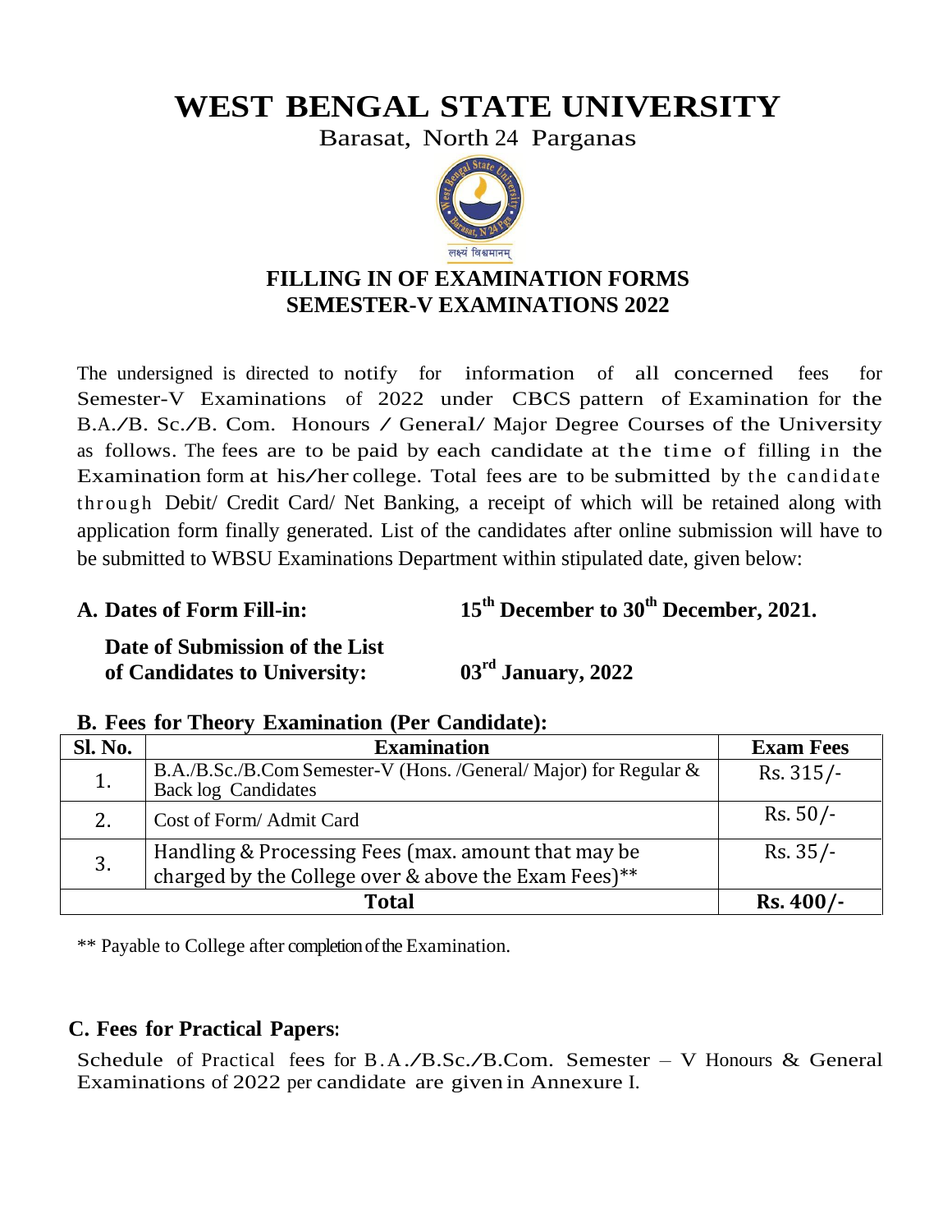# WEST BENGAL STATE UNIVERSITY

Barasat, North 24 Parganas

लक्ष्यं विश्वमानम्

## FILLING IN OF EXAMINATION FORMS
## SEMESTER-V EXAMINATIONS 2022

The undersigned is directed to notify for information of all concerned fees for Semester-V Examinations of 2022 under CBCS pattern of Examination for the B.A./B. Sc./B. Com. Honours / General/ Major Degree Courses of the University as follows. The fees are to be paid by each candidate at the time of filling in the Examination form at his/her college. Total fees are to be submitted by the candidate through Debit/ Credit Card/ Net Banking, a receipt of which will be retained along with application form finally generated. List of the candidates after online submission will have to be submitted to WBSU Examinations Department within stipulated date, given below:

**A. Dates of Form Fill-in:** **15th December to 30th December, 2021.**

**Date of Submission of the List of Candidates to University:** **03rd January, 2022**

**B. Fees for Theory Examination (Per Candidate):**

| Sl. No. | Examination | Exam Fees |
|---|---|---|
| 1. | B.A./B.Sc./B.Com Semester-V (Hons. /General/ Major) for Regular & Back log Candidates | Rs. 315/- |
| 2. | Cost of Form/ Admit Card | Rs. 50/- |
| 3. | Handling & Processing Fees (max. amount that may be charged by the College over & above the Exam Fees)** | Rs. 35/- |
| **Total** | | **Rs. 400/-** |

** Payable to College after completion of the Examination.

**C. Fees for Practical Papers:**

Schedule of Practical fees for B.A./B.Sc./B.Com. Semester – V Honours & General Examinations of 2022 per candidate are given in Annexure I.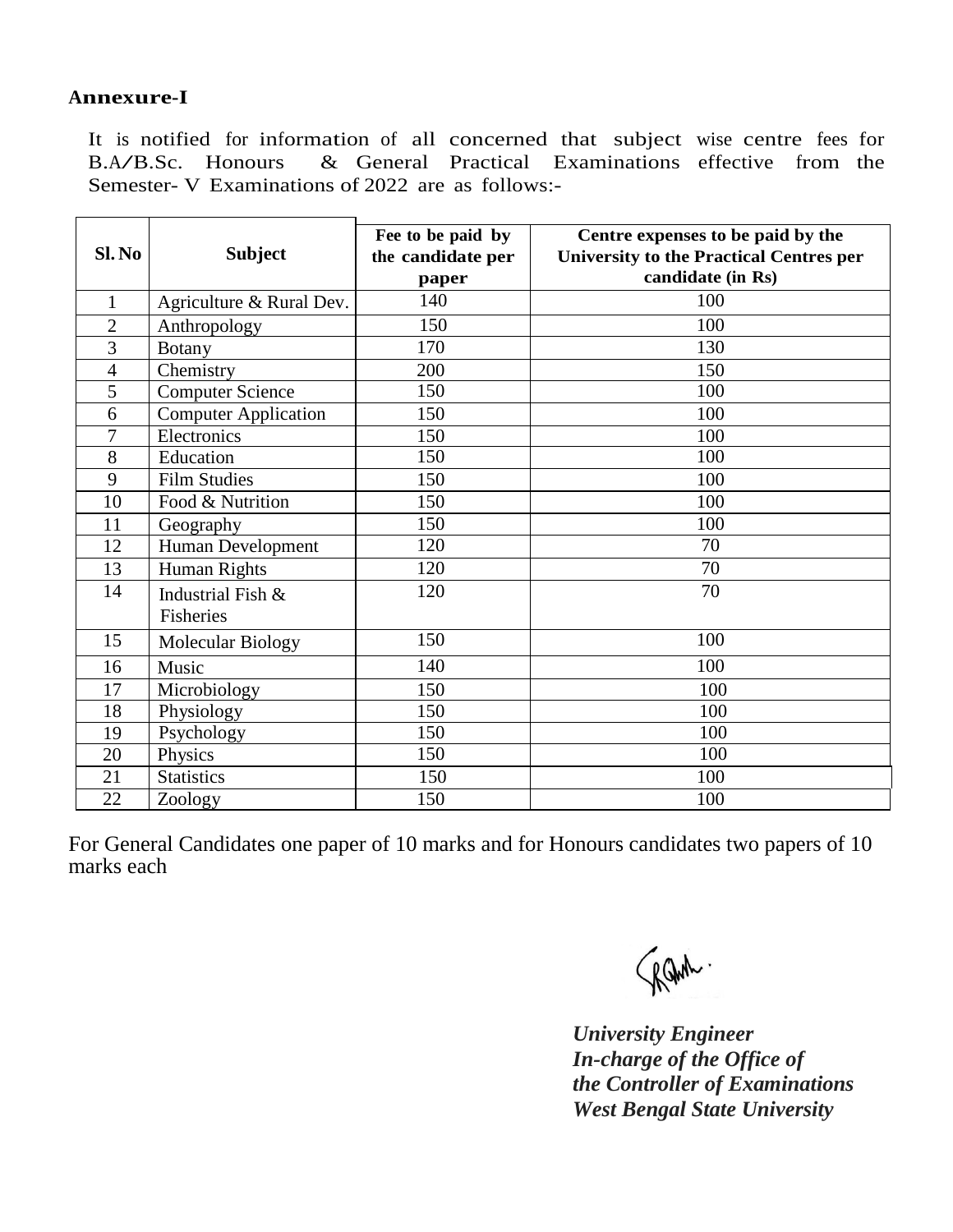**Annexure-I**

It is notified for information of all concerned that subject wise centre fees for B.A/B.Sc. Honours & General Practical Examinations effective from the Semester- V Examinations of 2022 are as follows:-

| Sl. No | Subject | Fee to be paid by the candidate per paper | Centre expenses to be paid by the University to the Practical Centres per candidate (in Rs) |
|---|---|---|---|
| 1 | Agriculture & Rural Dev. | 140 | 100 |
| 2 | Anthropology | 150 | 100 |
| 3 | Botany | 170 | 130 |
| 4 | Chemistry | 200 | 150 |
| 5 | Computer Science | 150 | 100 |
| 6 | Computer Application | 150 | 100 |
| 7 | Electronics | 150 | 100 |
| 8 | Education | 150 | 100 |
| 9 | Film Studies | 150 | 100 |
| 10 | Food & Nutrition | 150 | 100 |
| 11 | Geography | 150 | 100 |
| 12 | Human Development | 120 | 70 |
| 13 | Human Rights | 120 | 70 |
| 14 | Industrial Fish & Fisheries | 120 | 70 |
| 15 | Molecular Biology | 150 | 100 |
| 16 | Music | 140 | 100 |
| 17 | Microbiology | 150 | 100 |
| 18 | Physiology | 150 | 100 |
| 19 | Psychology | 150 | 100 |
| 20 | Physics | 150 | 100 |
| 21 | Statistics | 150 | 100 |
| 22 | Zoology | 150 | 100 |

For General Candidates one paper of 10 marks and for Honours candidates two papers of 10 marks each

*University Engineer*
*In-charge of the Office of*
*the Controller of Examinations*
*West Bengal State University*